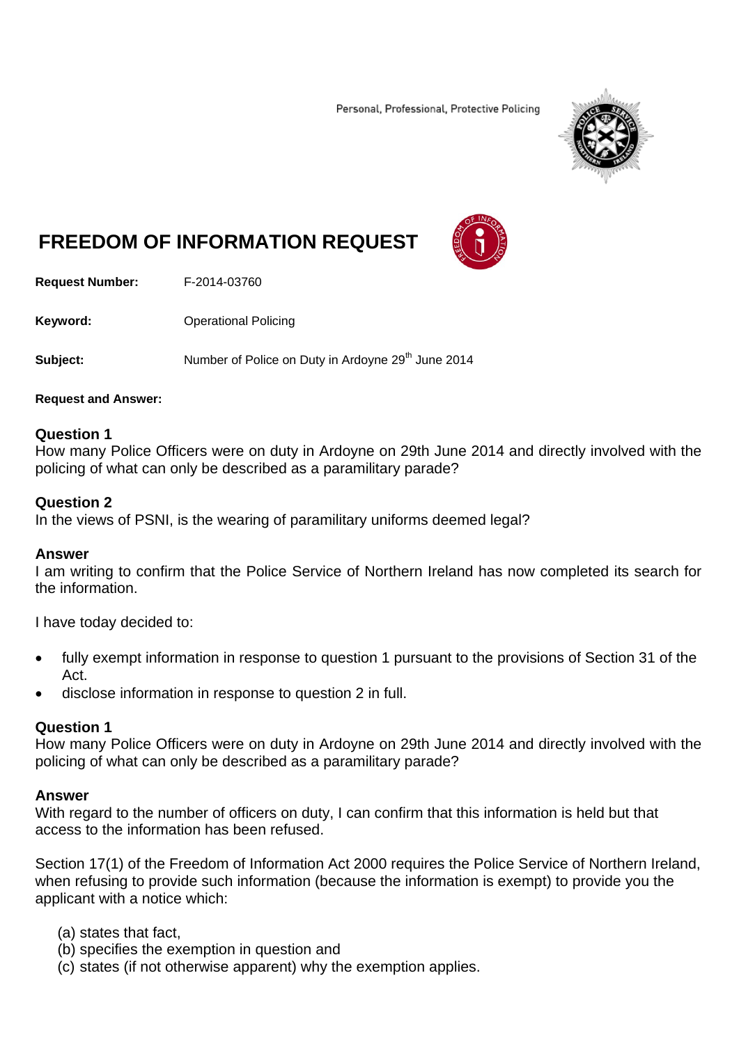Personal, Professional, Protective Policing

# FREEDOM OF INFORMATION REQUEST

**Request Number:** F-2014-03760

**Keyword:** Operational Policing

**Subject:** Number of Police on Duty in Ardoyne 29th June 2014

**Request and Answer:**

### Question 1

How many Police Officers were on duty in Ardoyne on 29th June 2014 and directly involved with the policing of what can only be described as a paramilitary parade?

### Question 2

In the views of PSNI, is the wearing of paramilitary uniforms deemed legal?

### Answer

I am writing to confirm that the Police Service of Northern Ireland has now completed its search for the information.

I have today decided to:

- fully exempt information in response to question 1 pursuant to the provisions of Section 31 of the Act.
- disclose information in response to question 2 in full.

### Question 1

How many Police Officers were on duty in Ardoyne on 29th June 2014 and directly involved with the policing of what can only be described as a paramilitary parade?

### Answer

With regard to the number of officers on duty, I can confirm that this information is held but that access to the information has been refused.

Section 17(1) of the Freedom of Information Act 2000 requires the Police Service of Northern Ireland, when refusing to provide such information (because the information is exempt) to provide you the applicant with a notice which:

(a) states that fact,
(b) specifies the exemption in question and
(c) states (if not otherwise apparent) why the exemption applies.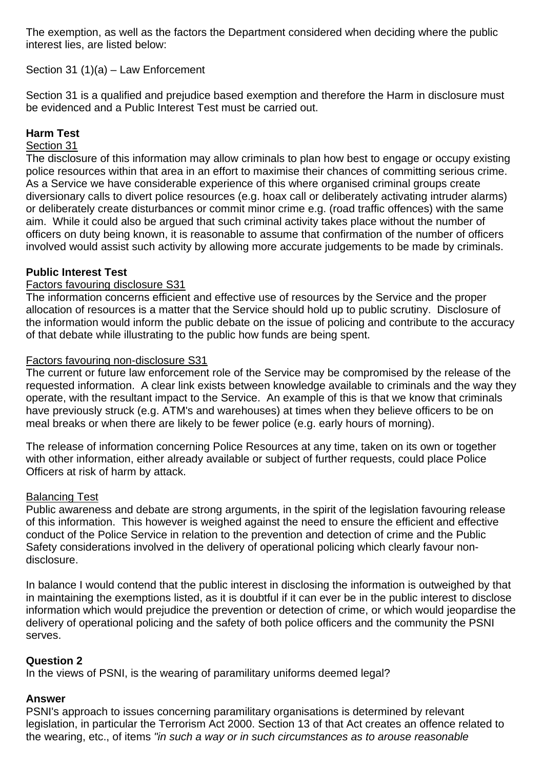The exemption, as well as the factors the Department considered when deciding where the public interest lies, are listed below:

Section 31 (1)(a) – Law Enforcement

Section 31 is a qualified and prejudice based exemption and therefore the Harm in disclosure must be evidenced and a Public Interest Test must be carried out.

**Harm Test**

Section 31

The disclosure of this information may allow criminals to plan how best to engage or occupy existing police resources within that area in an effort to maximise their chances of committing serious crime. As a Service we have considerable experience of this where organised criminal groups create diversionary calls to divert police resources (e.g. hoax call or deliberately activating intruder alarms) or deliberately create disturbances or commit minor crime e.g. (road traffic offences) with the same aim. While it could also be argued that such criminal activity takes place without the number of officers on duty being known, it is reasonable to assume that confirmation of the number of officers involved would assist such activity by allowing more accurate judgements to be made by criminals.

**Public Interest Test**

Factors favouring disclosure S31

The information concerns efficient and effective use of resources by the Service and the proper allocation of resources is a matter that the Service should hold up to public scrutiny. Disclosure of the information would inform the public debate on the issue of policing and contribute to the accuracy of that debate while illustrating to the public how funds are being spent.

Factors favouring non-disclosure S31

The current or future law enforcement role of the Service may be compromised by the release of the requested information. A clear link exists between knowledge available to criminals and the way they operate, with the resultant impact to the Service. An example of this is that we know that criminals have previously struck (e.g. ATM's and warehouses) at times when they believe officers to be on meal breaks or when there are likely to be fewer police (e.g. early hours of morning).

The release of information concerning Police Resources at any time, taken on its own or together with other information, either already available or subject of further requests, could place Police Officers at risk of harm by attack.

Balancing Test

Public awareness and debate are strong arguments, in the spirit of the legislation favouring release of this information. This however is weighed against the need to ensure the efficient and effective conduct of the Police Service in relation to the prevention and detection of crime and the Public Safety considerations involved in the delivery of operational policing which clearly favour non-disclosure.

In balance I would contend that the public interest in disclosing the information is outweighed by that in maintaining the exemptions listed, as it is doubtful if it can ever be in the public interest to disclose information which would prejudice the prevention or detection of crime, or which would jeopardise the delivery of operational policing and the safety of both police officers and the community the PSNI serves.

**Question 2**

In the views of PSNI, is the wearing of paramilitary uniforms deemed legal?

**Answer**

PSNI's approach to issues concerning paramilitary organisations is determined by relevant legislation, in particular the Terrorism Act 2000. Section 13 of that Act creates an offence related to the wearing, etc., of items *"in such a way or in such circumstances as to arouse reasonable*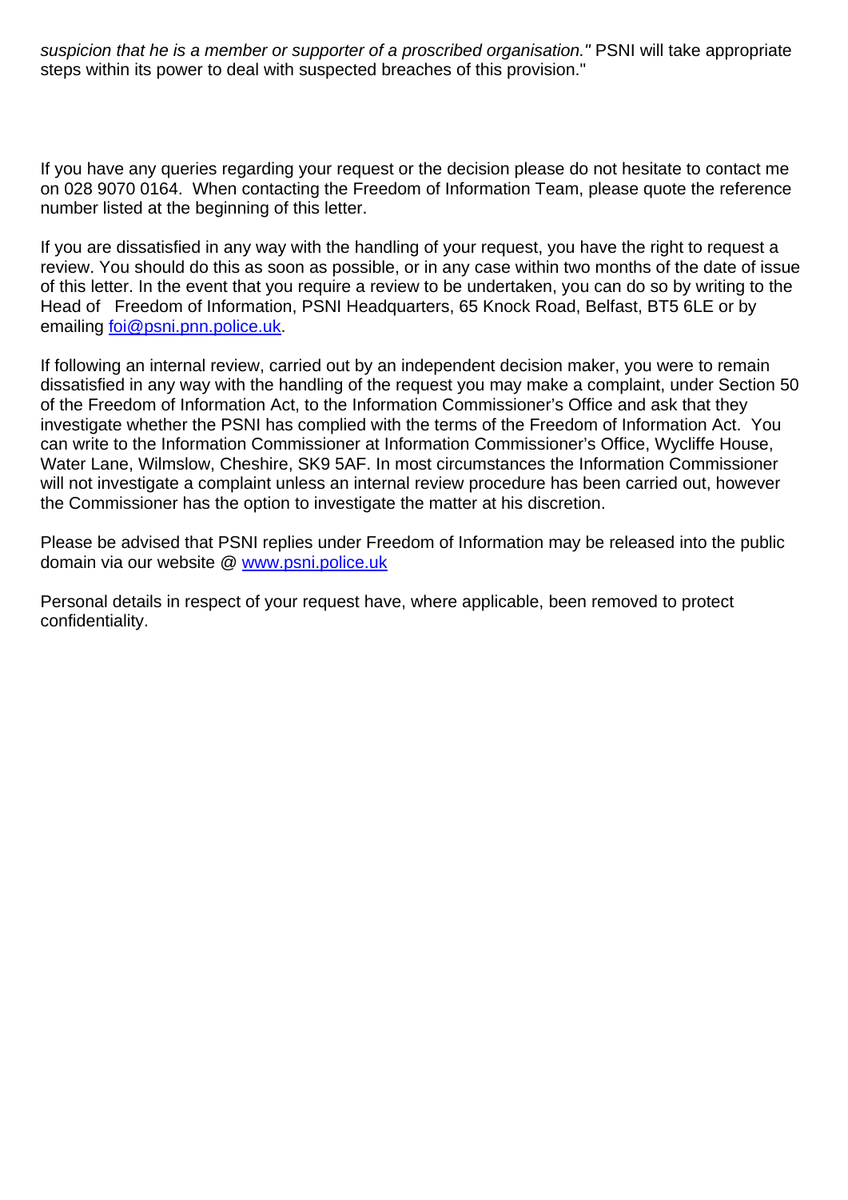*suspicion that he is a member or supporter of a proscribed organisation."* PSNI will take appropriate steps within its power to deal with suspected breaches of this provision."

If you have any queries regarding your request or the decision please do not hesitate to contact me on 028 9070 0164. When contacting the Freedom of Information Team, please quote the reference number listed at the beginning of this letter.

If you are dissatisfied in any way with the handling of your request, you have the right to request a review. You should do this as soon as possible, or in any case within two months of the date of issue of this letter. In the event that you require a review to be undertaken, you can do so by writing to the Head of Freedom of Information, PSNI Headquarters, 65 Knock Road, Belfast, BT5 6LE or by emailing [foi@psni.pnn.police.uk](mailto:foi@psni.pnn.police.uk).

If following an internal review, carried out by an independent decision maker, you were to remain dissatisfied in any way with the handling of the request you may make a complaint, under Section 50 of the Freedom of Information Act, to the Information Commissioner's Office and ask that they investigate whether the PSNI has complied with the terms of the Freedom of Information Act. You can write to the Information Commissioner at Information Commissioner's Office, Wycliffe House, Water Lane, Wilmslow, Cheshire, SK9 5AF. In most circumstances the Information Commissioner will not investigate a complaint unless an internal review procedure has been carried out, however the Commissioner has the option to investigate the matter at his discretion.

Please be advised that PSNI replies under Freedom of Information may be released into the public domain via our website @ [www.psni.police.uk](http://www.psni.police.uk)

Personal details in respect of your request have, where applicable, been removed to protect confidentiality.